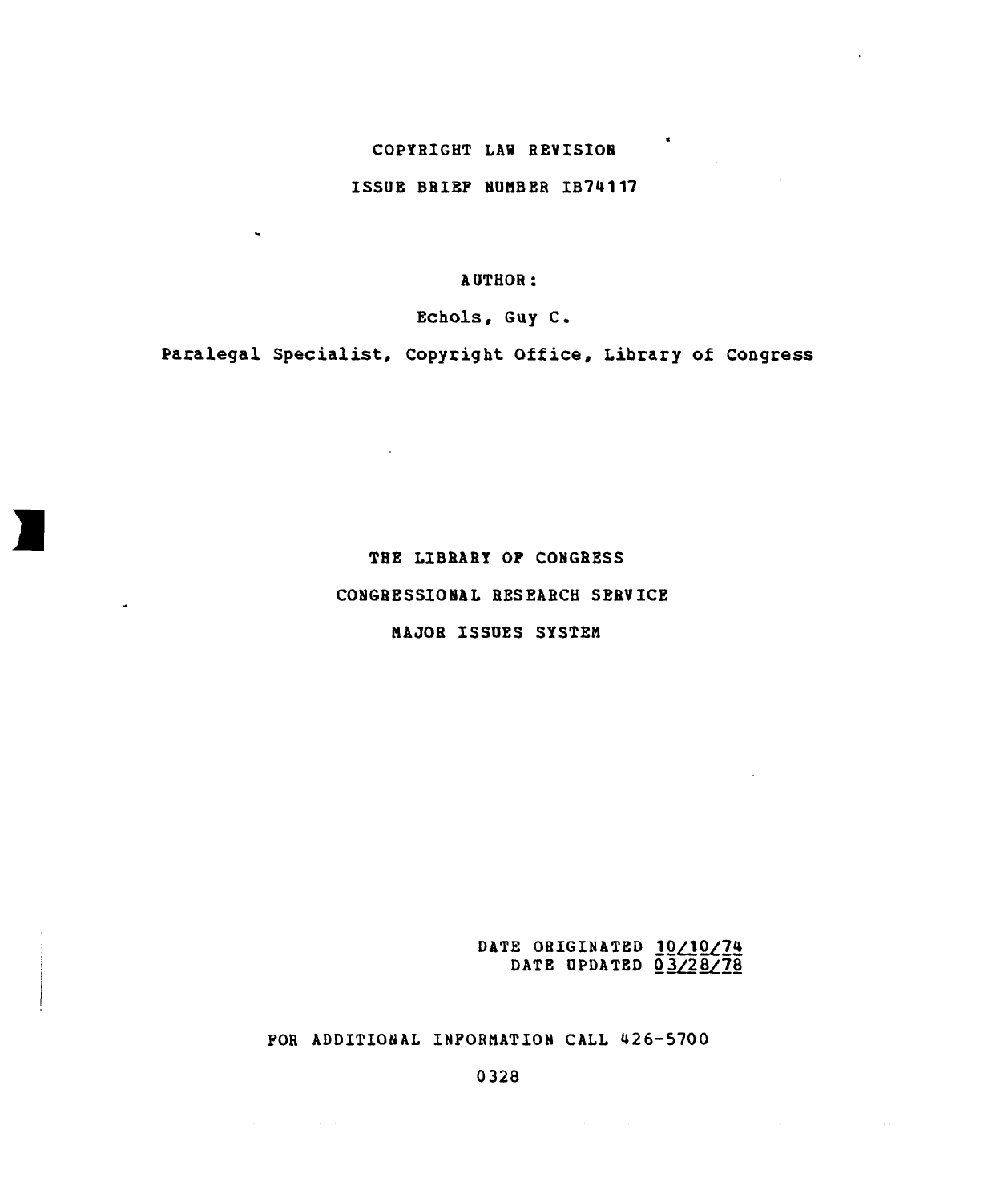# COPYRIGHT LAW REVISION

## ISSUE BRIEF NUMBER IB74117

AUTHOR:

Echols, Guy C.

Paralegal Specialist, Copyright Office, Library of Congress

THE LIBRARY OF CONGRESS

CONGRESSIONAL RESEARCH SERVICE

MAJOR ISSUES SYSTEM

DATE ORIGINATED 10/10/74
DATE UPDATED 03/28/78

FOR ADDITIONAL INFORMATION CALL 426-5700

0328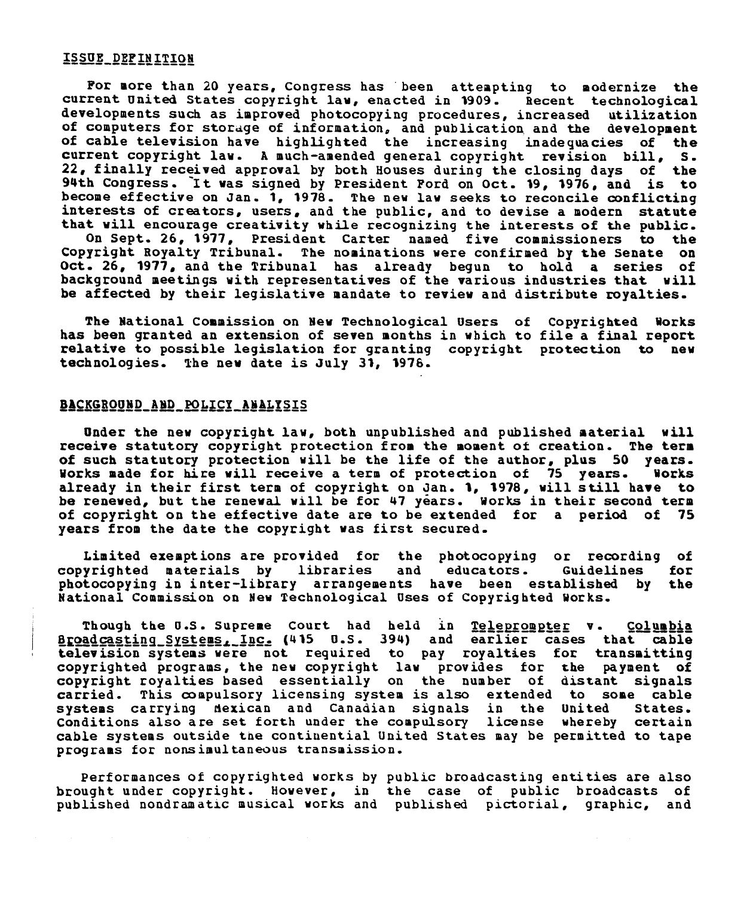## ISSUE DEFINITION

For more than 20 years, Congress has been attempting to modernize the current United States copyright law, enacted in 1909. Recent technological developments such as improved photocopying procedures, increased utilization of computers for storage of information, and publication and the development of cable television have highlighted the increasing inadequacies of the current copyright law. A much-amended general copyright revision bill, S. 22, finally received approval by both Houses during the closing days of the 94th Congress. It was signed by President Ford on Oct. 19, 1976, and is to become effective on Jan. 1, 1978. The new law seeks to reconcile conflicting interests of creators, users, and the public, and to devise a modern statute that will encourage creativity while recognizing the interests of the public.

On Sept. 26, 1977, President Carter named five commissioners to the Copyright Royalty Tribunal. The nominations were confirmed by the Senate on Oct. 26, 1977, and the Tribunal has already begun to hold a series of background meetings with representatives of the various industries that will be affected by their legislative mandate to review and distribute royalties.

The National Commission on New Technological Users of Copyrighted Works has been granted an extension of seven months in which to file a final report relative to possible legislation for granting copyright protection to new technologies. The new date is July 31, 1976.

## BACKGROUND AND POLICY ANALYSIS

Under the new copyright law, both unpublished and published material will receive statutory copyright protection from the moment of creation. The term of such statutory protection will be the life of the author, plus 50 years. Works made for hire will receive a term of protection of 75 years. Works already in their first term of copyright on Jan. 1, 1978, will still have to be renewed, but the renewal will be for 47 years. Works in their second term of copyright on the effective date are to be extended for a period of 75 years from the date the copyright was first secured.

Limited exemptions are provided for the photocopying or recording of copyrighted materials by libraries and educators. Guidelines for photocopying in inter-library arrangements have been established by the National Commission on New Technological Uses of Copyrighted Works.

Though the U.S. Supreme Court had held in Teleprompter v. Columbia Broadcasting Systems, Inc. (415 U.S. 394) and earlier cases that cable television systems were not required to pay royalties for transmitting copyrighted programs, the new copyright law provides for the payment of copyright royalties based essentially on the number of distant signals carried. This compulsory licensing system is also extended to some cable systems carrying Mexican and Canadian signals in the United States. Conditions also are set forth under the compulsory license whereby certain cable systems outside the continental United States may be permitted to tape programs for nonsimultaneous transmission.

Performances of copyrighted works by public broadcasting entities are also brought under copyright. However, in the case of public broadcasts of published nondramatic musical works and published pictorial, graphic, and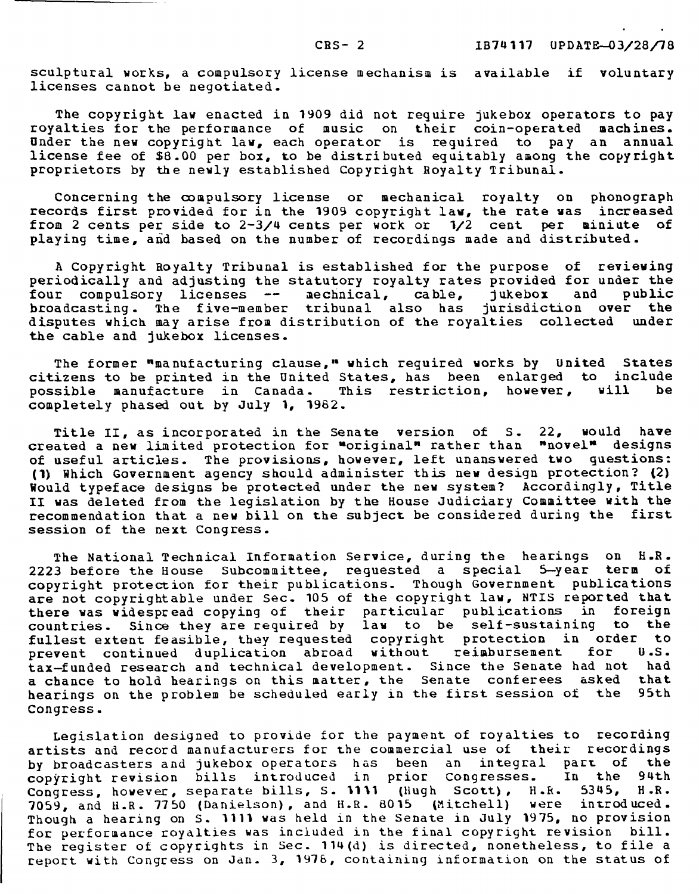sculptural works, a compulsory license mechanism is available if voluntary licenses cannot be negotiated.

The copyright law enacted in 1909 did not require jukebox operators to pay royalties for the performance of music on their coin-operated machines. Under the new copyright law, each operator is required to pay an annual license fee of $8.00 per box, to be distributed equitably among the copyright proprietors by the newly established Copyright Royalty Tribunal.

Concerning the compulsory license or mechanical royalty on phonograph records first provided for in the 1909 copyright law, the rate was increased from 2 cents per side to 2-3/4 cents per work or 1/2 cent per miniute of playing time, and based on the number of recordings made and distributed.

A Copyright Royalty Tribunal is established for the purpose of reviewing periodically and adjusting the statutory royalty rates provided for under the four compulsory licenses -- mechnical, cable, jukebox and public broadcasting. The five-member tribunal also has jurisdiction over the disputes which may arise from distribution of the royalties collected under the cable and jukebox licenses.

The former "manufacturing clause," which required works by United States citizens to be printed in the United States, has been enlarged to include possible manufacture in Canada. This restriction, however, will be completely phased out by July 1, 1982.

Title II, as incorporated in the Senate version of S. 22, would have created a new limited protection for "original" rather than "novel" designs of useful articles. The provisions, however, left unanswered two questions: (1) Which Government agency should administer this new design protection? (2) Would typeface designs be protected under the new system? Accordingly, Title II was deleted from the legislation by the House Judiciary Committee with the recommendation that a new bill on the subject be considered during the first session of the next Congress.

The National Technical Information Service, during the hearings on H.R. 2223 before the House Subcommittee, requested a special 5-year term of copyright protection for their publications. Though Government publications are not copyrightable under Sec. 105 of the copyright law, NTIS reported that there was widespread copying of their particular publications in foreign countries. Since they are required by law to be self-sustaining to the fullest extent feasible, they requested copyright protection in order to prevent continued duplication abroad without reimbursement for U.S. tax-funded research and technical development. Since the Senate had not had a chance to hold hearings on this matter, the Senate conferees asked that hearings on the problem be scheduled early in the first session of the 95th Congress.

Legislation designed to provide for the payment of royalties to recording artists and record manufacturers for the commercial use of their recordings by broadcasters and jukebox operators has been an integral part of the copyright revision bills introduced in prior Congresses. In the 94th Congress, however, separate bills, S. 1111 (Hugh Scott), H.R. 5345, H.R. 7059, and H.R. 7750 (Danielson), and H.R. 8015 (Mitchell) were introduced. Though a hearing on S. 1111 was held in the Senate in July 1975, no provision for performance royalties was included in the final copyright revision bill. The register of copyrights in Sec. 114(d) is directed, nonetheless, to file a report with Congress on Jan. 3, 1978, containing information on the status of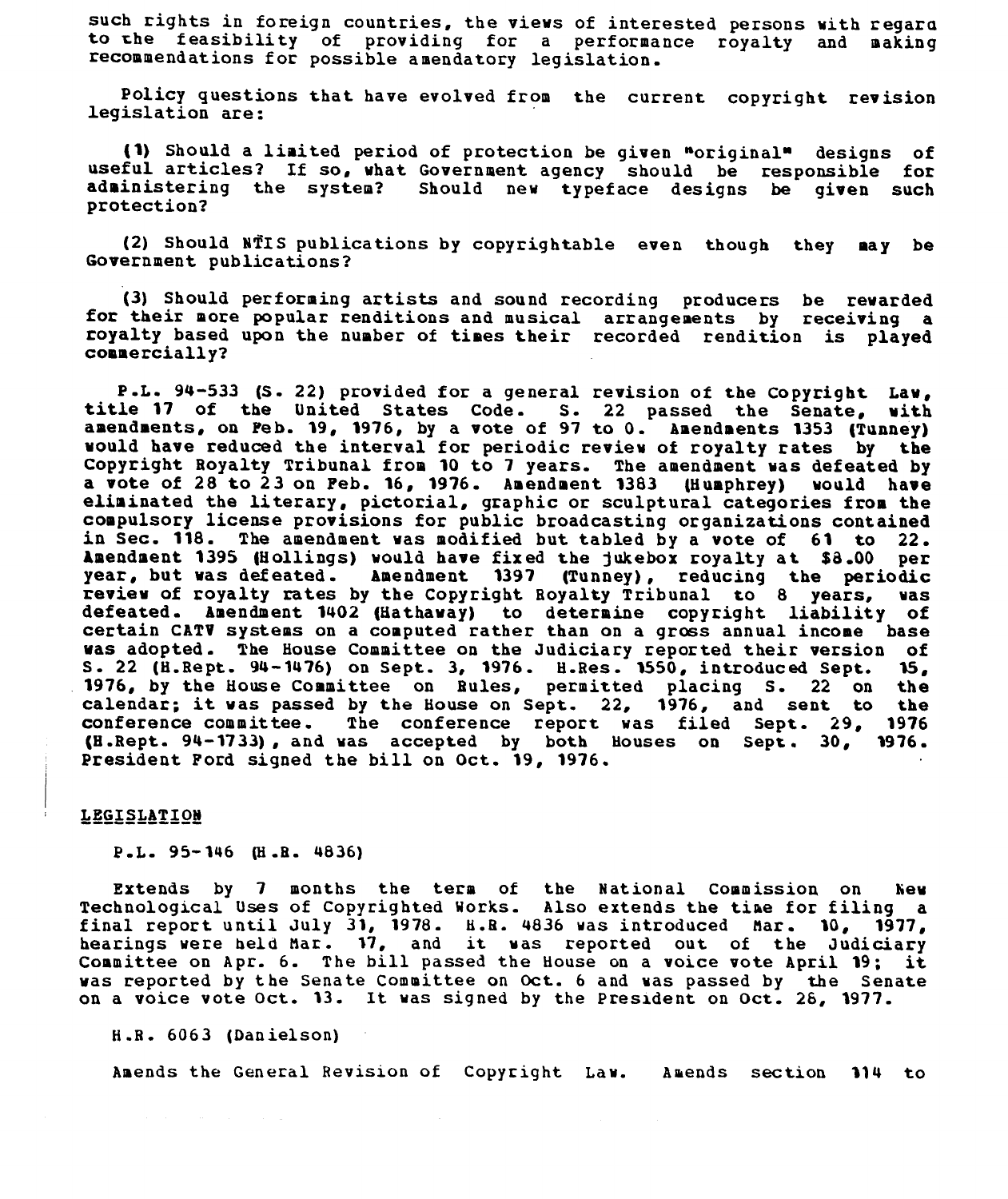such rights in foreign countries, the views of interested persons with regard to the feasibility of providing for a performance royalty and making recommendations for possible amendatory legislation.

Policy questions that have evolved from the current copyright revision legislation are:

(1) Should a limited period of protection be given "original" designs of useful articles? If so, what Government agency should be responsible for administering the system? Should new typeface designs be given such protection?

(2) Should NTIS publications by copyrightable even though they may be Government publications?

(3) Should performing artists and sound recording producers be rewarded for their more popular renditions and musical arrangements by receiving a royalty based upon the number of times their recorded rendition is played commercially?

P.L. 94-533 (S. 22) provided for a general revision of the Copyright Law, title 17 of the United States Code. S. 22 passed the Senate, with amendments, on Feb. 19, 1976, by a vote of 97 to 0. Amendments 1353 (Tunney) would have reduced the interval for periodic review of royalty rates by the Copyright Royalty Tribunal from 10 to 7 years. The amendment was defeated by a vote of 28 to 23 on Feb. 16, 1976. Amendment 1383 (Humphrey) would have eliminated the literary, pictorial, graphic or sculptural categories from the compulsory license provisions for public broadcasting organizations contained in Sec. 118. The amendment was modified but tabled by a vote of 61 to 22. Amendment 1395 (Hollings) would have fixed the jukebox royalty at $8.00 per year, but was defeated. Amendment 1397 (Tunney), reducing the periodic review of royalty rates by the Copyright Royalty Tribunal to 8 years, was defeated. Amendment 1402 (Hathaway) to determine copyright liability of certain CATV systems on a computed rather than on a gross annual income base was adopted. The House Committee on the Judiciary reported their version of S. 22 (H.Rept. 94-1476) on Sept. 3, 1976. H.Res. 1550, introduced Sept. 15, 1976, by the House Committee on Rules, permitted placing S. 22 on the calendar; it was passed by the House on Sept. 22, 1976, and sent to the conference committee. The conference report was filed Sept. 29, 1976 (H.Rept. 94-1733), and was accepted by both Houses on Sept. 30, 1976. President Ford signed the bill on Oct. 19, 1976.

## LEGISLATION

P.L. 95-146 (H.R. 4836)

Extends by 7 months the term of the National Commission on New Technological Uses of Copyrighted Works. Also extends the time for filing a final report until July 31, 1978. H.R. 4836 was introduced Mar. 10, 1977, hearings were held Mar. 17, and it was reported out of the Judiciary Committee on Apr. 6. The bill passed the House on a voice vote April 19; it was reported by the Senate Committee on Oct. 6 and was passed by the Senate on a voice vote Oct. 13. It was signed by the President on Oct. 26, 1977.

H.R. 6063 (Danielson)

Amends the General Revision of Copyright Law. Amends section 114 to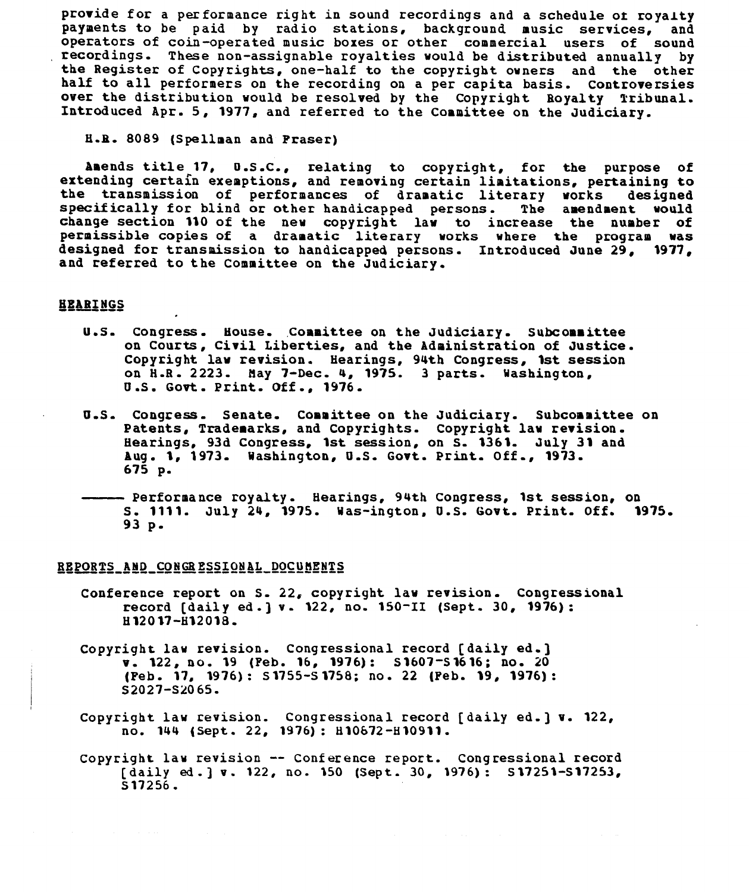provide for a performance right in sound recordings and a schedule of royalty payments to be paid by radio stations, background music services, and operators of coin-operated music boxes or other commercial users of sound recordings. These non-assignable royalties would be distributed annually by the Register of Copyrights, one-half to the copyright owners and the other half to all performers on the recording on a per capita basis. Controversies over the distribution would be resolved by the Copyright Royalty Tribunal. Introduced Apr. 5, 1977, and referred to the Committee on the Judiciary.

H.R. 8089 (Spellman and Fraser)

Amends title 17, U.S.C., relating to copyright, for the purpose of extending certain exemptions, and removing certain limitations, pertaining to the transmission of performances of dramatic literary works designed specifically for blind or other handicapped persons. The amendment would change section 110 of the new copyright law to increase the number of permissible copies of a dramatic literary works where the program was designed for transmission to handicapped persons. Introduced June 29, 1977, and referred to the Committee on the Judiciary.

## HEARINGS

U.S. Congress. House. Committee on the Judiciary. Subcommittee on Courts, Civil Liberties, and the Administration of Justice. Copyright law revision. Hearings, 94th Congress, 1st session on H.R. 2223. May 7-Dec. 4, 1975. 3 parts. Washington, U.S. Govt. Print. Off., 1976.

U.S. Congress. Senate. Committee on the Judiciary. Subcommittee on Patents, Trademarks, and Copyrights. Copyright law revision. Hearings, 93d Congress, 1st session, on S. 1361. July 31 and Aug. 1, 1973. Washington, U.S. Govt. Print. Off., 1973. 675 p.

——— Performance royalty. Hearings, 94th Congress, 1st session, on S. 1111. July 24, 1975. Was-ington, U.S. Govt. Print. Off. 1975. 93 p.

## REPORTS AND CONGRESSIONAL DOCUMENTS

Conference report on S. 22, copyright law revision. Congressional record [daily ed.] v. 122, no. 150-II (Sept. 30, 1976): H12017-H12018.

Copyright law revision. Congressional record [daily ed.] v. 122, no. 19 (Feb. 16, 1976): S1607-S1616; no. 20 (Feb. 17, 1976): S1755-S1758; no. 22 (Feb. 19, 1976): S2027-S2065.

Copyright law revision. Congressional record [daily ed.] v. 122, no. 144 (Sept. 22, 1976): H10672-H10911.

Copyright law revision -- Conference report. Congressional record [daily ed.] v. 122, no. 150 (Sept. 30, 1976): S17251-S17253, S17256.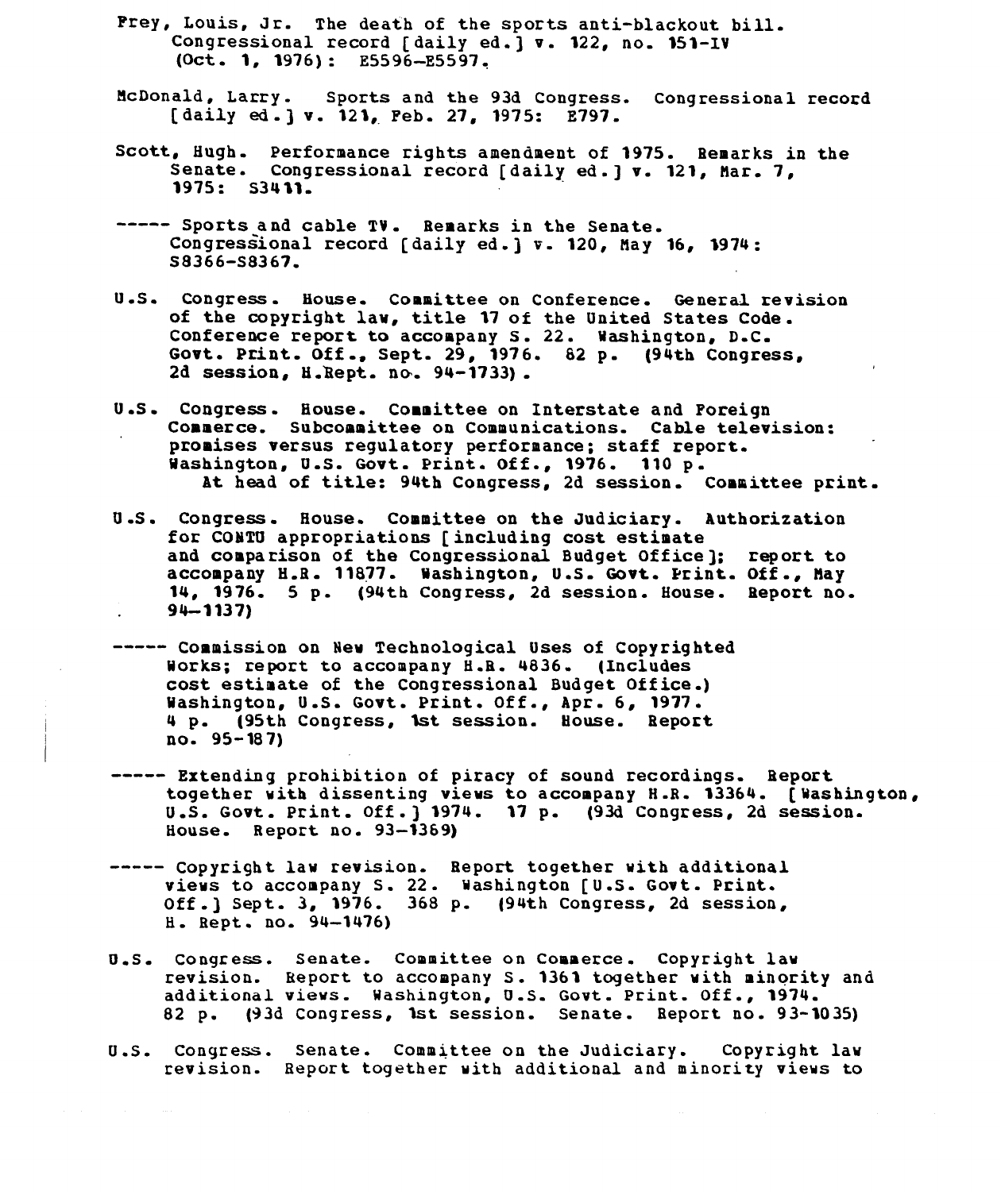Frey, Louis, Jr. The death of the sports anti-blackout bill. Congressional record [daily ed.] v. 122, no. 151-IV (Oct. 1, 1976): E5596-E5597.

McDonald, Larry. Sports and the 93d Congress. Congressional record [daily ed.] v. 121, Feb. 27, 1975: E797.

Scott, Hugh. Performance rights amendment of 1975. Remarks in the Senate. Congressional record [daily ed.] v. 121, Mar. 7, 1975: S3411.

----- Sports and cable TV. Remarks in the Senate. Congressional record [daily ed.] v. 120, May 16, 1974: S8366-S8367.

U.S. Congress. House. Committee on Conference. General revision of the copyright law, title 17 of the United States Code. Conference report to accompany S. 22. Washington, D.C. Govt. Print. Off., Sept. 29, 1976. 82 p. (94th Congress, 2d session, H.Rept. no. 94-1733).

U.S. Congress. House. Committee on Interstate and Foreign Commerce. Subcommittee on Communications. Cable television: promises versus regulatory performance; staff report. Washington, U.S. Govt. Print. Off., 1976. 110 p.
At head of title: 94th Congress, 2d session. Committee print.

U.S. Congress. House. Committee on the Judiciary. Authorization for CONTU appropriations [including cost estimate and comparison of the Congressional Budget Office]; report to accompany H.R. 11877. Washington, U.S. Govt. Print. Off., May 14, 1976. 5 p. (94th Congress, 2d session. House. Report no. 94-1137)

----- Commission on New Technological Uses of Copyrighted Works; report to accompany H.R. 4836. (Includes cost estimate of the Congressional Budget Office.) Washington, U.S. Govt. Print. Off., Apr. 6, 1977. 4 p. (95th Congress, 1st session. House. Report no. 95-187)

----- Extending prohibition of piracy of sound recordings. Report together with dissenting views to accompany H.R. 13364. [Washington, U.S. Govt. Print. Off.] 1974. 17 p. (93d Congress, 2d session. House. Report no. 93-1369)

----- Copyright law revision. Report together with additional views to accompany S. 22. Washington [U.S. Govt. Print. Off.] Sept. 3, 1976. 368 p. (94th Congress, 2d session, H. Rept. no. 94-1476)

U.S. Congress. Senate. Committee on Commerce. Copyright law revision. Report to accompany S. 1361 together with minority and additional views. Washington, U.S. Govt. Print. Off., 1974. 82 p. (93d Congress, 1st session. Senate. Report no. 93-1035)

U.S. Congress. Senate. Committee on the Judiciary. Copyright law revision. Report together with additional and minority views to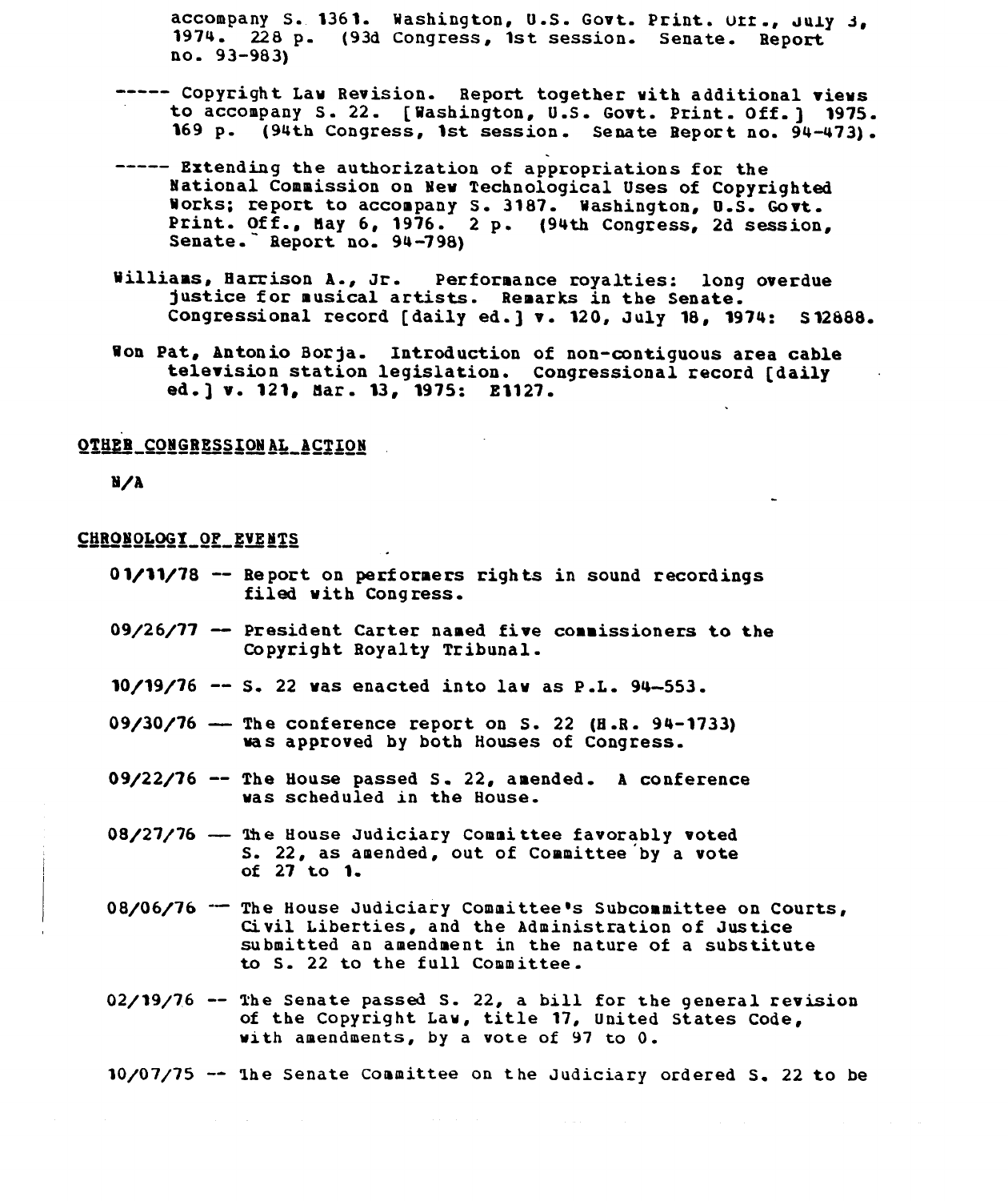accompany S. 1361. Washington, U.S. Govt. Print. Off., July 3, 1974. 228 p. (93d Congress, 1st session. Senate. Report no. 93-983)

----- Copyright Law Revision. Report together with additional views to accompany S. 22. [Washington, U.S. Govt. Print. Off.] 1975. 169 p. (94th Congress, 1st session. Senate Report no. 94-473).

----- Extending the authorization of appropriations for the National Commission on New Technological Uses of Copyrighted Works; report to accompany S. 3187. Washington, U.S. Govt. Print. Off., May 6, 1976. 2 p. (94th Congress, 2d session, Senate. Report no. 94-798)

Williams, Harrison A., Jr. Performance royalties: long overdue justice for musical artists. Remarks in the Senate. Congressional record [daily ed.] v. 120, July 18, 1974: S12888.

Won Pat, Antonio Borja. Introduction of non-contiguous area cable television station legislation. Congressional record [daily ed.] v. 121, Mar. 13, 1975: E1127.

## OTHER CONGRESSIONAL ACTION

N/A

## CHRONOLOGY OF EVENTS

01/11/78 -- Report on performers rights in sound recordings filed with Congress.

09/26/77 -- President Carter named five commissioners to the Copyright Royalty Tribunal.

10/19/76 -- S. 22 was enacted into law as P.L. 94-553.

09/30/76 -- The conference report on S. 22 (H.R. 94-1733) was approved by both Houses of Congress.

09/22/76 -- The House passed S. 22, amended. A conference was scheduled in the House.

08/27/76 -- The House Judiciary Committee favorably voted S. 22, as amended, out of Committee by a vote of 27 to 1.

08/06/76 -- The House Judiciary Committee's Subcommittee on Courts, Civil Liberties, and the Administration of Justice submitted an amendment in the nature of a substitute to S. 22 to the full Committee.

02/19/76 -- The Senate passed S. 22, a bill for the general revision of the Copyright Law, title 17, United States Code, with amendments, by a vote of 97 to 0.

10/07/75 -- The Senate Committee on the Judiciary ordered S. 22 to be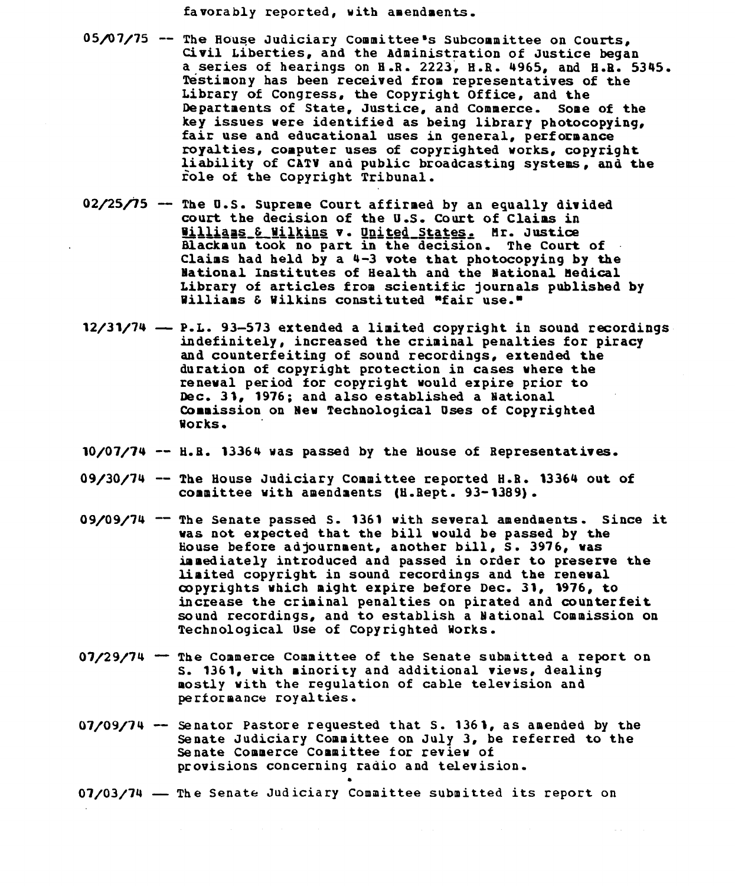favorably reported, with amendments.

05/07/75 -- The House Judiciary Committee's Subcommittee on Courts, Civil Liberties, and the Administration of Justice began a series of hearings on H.R. 2223, H.R. 4965, and H.R. 5345. Testimony has been received from representatives of the Library of Congress, the Copyright Office, and the Departments of State, Justice, and Commerce. Some of the key issues were identified as being library photocopying, fair use and educational uses in general, performance royalties, computer uses of copyrighted works, copyright liability of CATV and public broadcasting systems, and the role of the Copyright Tribunal.

02/25/75 -- The U.S. Supreme Court affirmed by an equally divided court the decision of the U.S. Court of Claims in Williams & Wilkins v. United States. Mr. Justice Blackmun took no part in the decision. The Court of Claims had held by a 4-3 vote that photocopying by the National Institutes of Health and the National Medical Library of articles from scientific journals published by Williams & Wilkins constituted "fair use."

12/31/74 -- P.L. 93-573 extended a limited copyright in sound recordings indefinitely, increased the criminal penalties for piracy and counterfeiting of sound recordings, extended the duration of copyright protection in cases where the renewal period for copyright would expire prior to Dec. 31, 1976; and also established a National Commission on New Technological Uses of Copyrighted Works.

10/07/74 -- H.R. 13364 was passed by the House of Representatives.

09/30/74 -- The House Judiciary Committee reported H.R. 13364 out of committee with amendments (H.Rept. 93-1389).

09/09/74 -- The Senate passed S. 1361 with several amendments. Since it was not expected that the bill would be passed by the House before adjournment, another bill, S. 3976, was immediately introduced and passed in order to preserve the limited copyright in sound recordings and the renewal copyrights which might expire before Dec. 31, 1976, to increase the criminal penalties on pirated and counterfeit sound recordings, and to establish a National Commission on Technological Use of Copyrighted Works.

07/29/74 -- The Commerce Committee of the Senate submitted a report on S. 1361, with minority and additional views, dealing mostly with the regulation of cable television and performance royalties.

07/09/74 -- Senator Pastore requested that S. 1361, as amended by the Senate Judiciary Committee on July 3, be referred to the Senate Commerce Committee for review of provisions concerning radio and television.

07/03/74 -- The Senate Judiciary Committee submitted its report on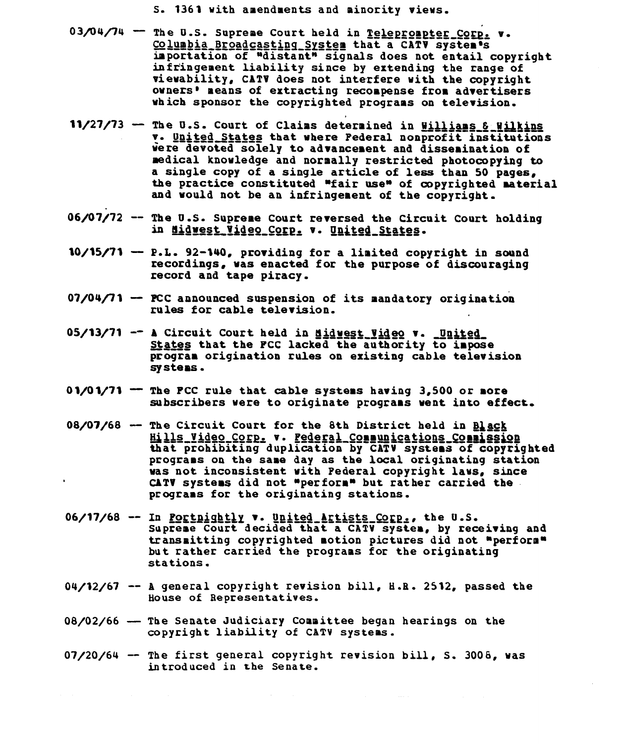S. 1361 with amendments and minority views.

03/04/74 — The U.S. Supreme Court held in Teleprompter Corp. v. Columbia Broadcasting System that a CATV system's importation of "distant" signals does not entail copyright infringement liability since by extending the range of viewability, CATV does not interfere with the copyright owners' means of extracting recompense from advertisers which sponsor the copyrighted programs on television.

11/27/73 — The U.S. Court of Claims determined in Williams & Wilkins v. United States that where Federal nonprofit institutions were devoted solely to advancement and dissemination of medical knowledge and normally restricted photocopying to a single copy of a single article of less than 50 pages, the practice constituted "fair use" of copyrighted material and would not be an infringement of the copyright.

06/07/72 -- The U.S. Supreme Court reversed the Circuit Court holding in Midwest Video Corp. v. United States.

10/15/71 — P.L. 92-140, providing for a limited copyright in sound recordings, was enacted for the purpose of discouraging record and tape piracy.

07/04/71 — FCC announced suspension of its mandatory origination rules for cable television.

05/13/71 -- A Circuit Court held in Midwest Video v. United States that the FCC lacked the authority to impose program origination rules on existing cable television systems.

01/01/71 — The FCC rule that cable systems having 3,500 or more subscribers were to originate programs went into effect.

08/07/68 — The Circuit Court for the 8th District held in Black Hills Video Corp. v. Federal Communications Commission that prohibiting duplication by CATV systems of copyrighted programs on the same day as the local originating station was not inconsistent with Federal copyright laws, since CATV systems did not "perform" but rather carried the programs for the originating stations.

06/17/68 -- In Fortnightly v. United Artists Corp., the U.S. Supreme Court decided that a CATV system, by receiving and transmitting copyrighted motion pictures did not "perform" but rather carried the programs for the originating stations.

04/12/67 -- A general copyright revision bill, H.R. 2512, passed the House of Representatives.

08/02/66 — The Senate Judiciary Committee began hearings on the copyright liability of CATV systems.

07/20/64 -- The first general copyright revision bill, S. 3008, was introduced in the Senate.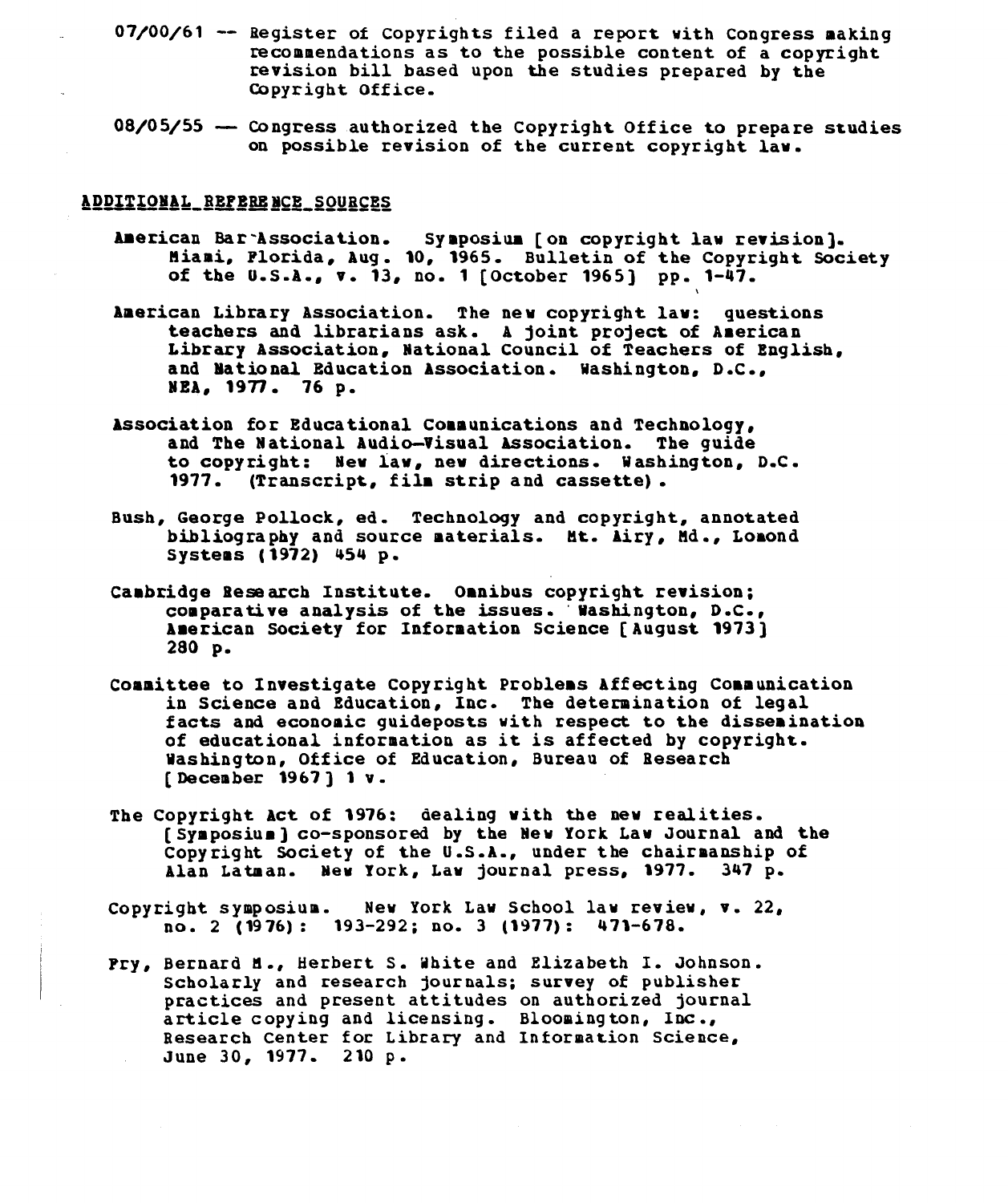07/00/61 -- Register of Copyrights filed a report with Congress making recommendations as to the possible content of a copyright revision bill based upon the studies prepared by the Copyright Office.

08/05/55 -- Congress authorized the Copyright Office to prepare studies on possible revision of the current copyright law.

## ADDITIONAL REFERENCE SOURCES

American Bar Association. Symposium [on copyright law revision]. Miami, Florida, Aug. 10, 1965. Bulletin of the Copyright Society of the U.S.A., v. 13, no. 1 [October 1965] pp. 1-47.

American Library Association. The new copyright law: questions teachers and librarians ask. A joint project of American Library Association, National Council of Teachers of English, and National Education Association. Washington, D.C., NEA, 1977. 76 p.

Association for Educational Communications and Technology, and The National Audio-Visual Association. The guide to copyright: New law, new directions. Washington, D.C. 1977. (Transcript, film strip and cassette).

Bush, George Pollock, ed. Technology and copyright, annotated bibliography and source materials. Mt. Airy, Md., Lomond Systems (1972) 454 p.

Cambridge Research Institute. Omnibus copyright revision; comparative analysis of the issues. Washington, D.C., American Society for Information Science [August 1973] 280 p.

Committee to Investigate Copyright Problems Affecting Communication in Science and Education, Inc. The determination of legal facts and economic guideposts with respect to the dissemination of educational information as it is affected by copyright. Washington, Office of Education, Bureau of Research [December 1967] 1 v.

The Copyright Act of 1976: dealing with the new realities. [Symposium] co-sponsored by the New York Law Journal and the Copyright Society of the U.S.A., under the chairmanship of Alan Latman. New York, Law journal press, 1977. 347 p.

Copyright symposium. New York Law School law review, v. 22, no. 2 (1976): 193-292; no. 3 (1977): 471-678.

Fry, Bernard M., Herbert S. White and Elizabeth I. Johnson. Scholarly and research journals; survey of publisher practices and present attitudes on authorized journal article copying and licensing. Bloomington, Inc., Research Center for Library and Information Science, June 30, 1977. 210 p.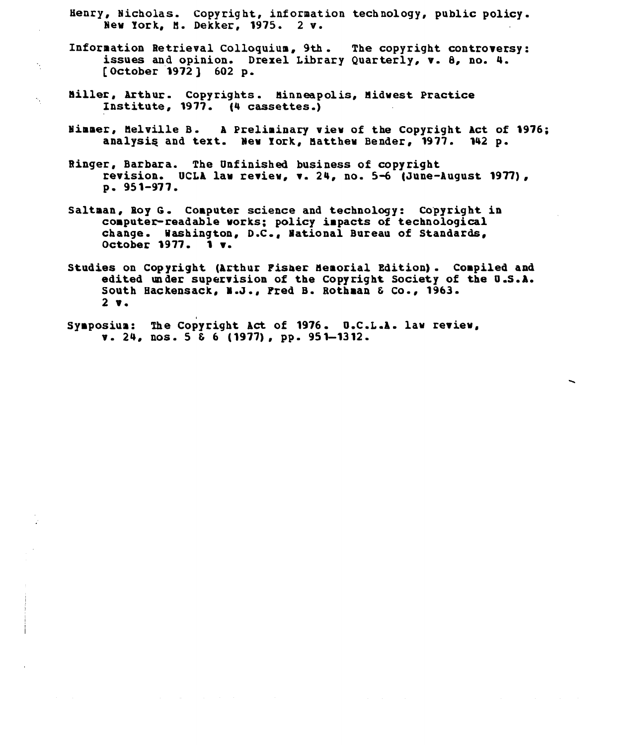Henry, Nicholas. Copyright, information technology, public policy. New York, M. Dekker, 1975. 2 v.

Information Retrieval Colloquium, 9th. The copyright controversy: issues and opinion. Drexel Library Quarterly, v. 8, no. 4. [October 1972] 602 p.

Miller, Arthur. Copyrights. Minneapolis, Midwest Practice Institute, 1977. (4 cassettes.)

Nimmer, Melville B. A Preliminary view of the Copyright Act of 1976; analysis and text. New York, Matthew Bender, 1977. 142 p.

Ringer, Barbara. The Unfinished business of copyright revision. UCLA law review, v. 24, no. 5-6 (June-August 1977), p. 951-977.

Saltman, Roy G. Computer science and technology: Copyright in computer-readable works; policy impacts of technological change. Washington, D.C., National Bureau of Standards, October 1977. 1 v.

Studies on Copyright (Arthur Fisher Memorial Edition). Compiled and edited under supervision of the Copyright Society of the U.S.A. South Hackensack, N.J., Fred B. Rothman & Co., 1963. 2 v.

Symposium: The Copyright Act of 1976. U.C.L.A. law review, v. 24, nos. 5 & 6 (1977), pp. 951-1312.